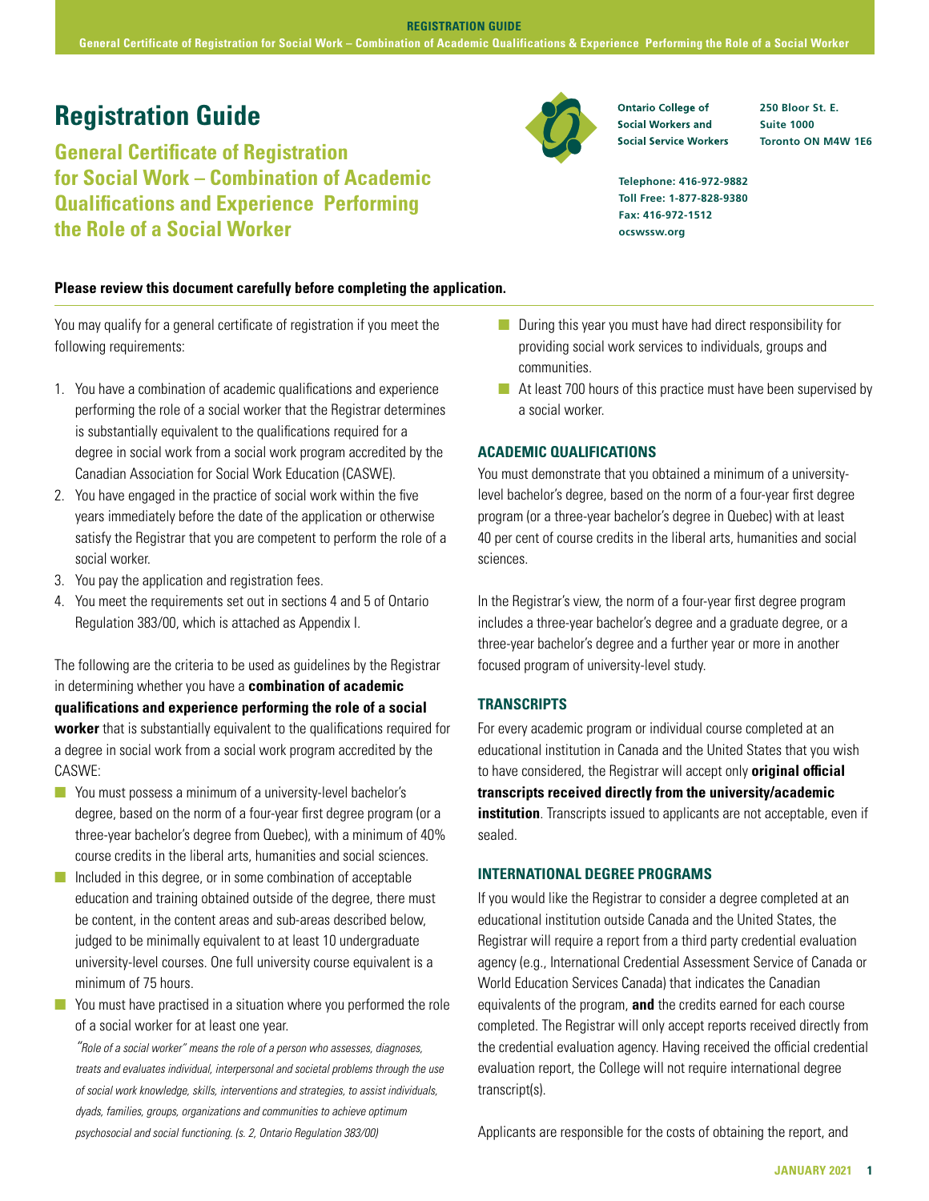# Registration Guide

## General Certificate of Registration for Social Work – Combination of Academic Qualifications and Experience Performing the Role of a Social Worker

Ontario College of Social Workers and Social Service Workers

250 Bloor St. E.
Suite 1000
Toronto ON M4W 1E6

Telephone: 416-972-9882
Toll Free: 1-877-828-9380
Fax: 416-972-1512
ocswssw.org

**Please review this document carefully before completing the application.**

You may qualify for a general certificate of registration if you meet the following requirements:

1. You have a combination of academic qualifications and experience performing the role of a social worker that the Registrar determines is substantially equivalent to the qualifications required for a degree in social work from a social work program accredited by the Canadian Association for Social Work Education (CASWE).
2. You have engaged in the practice of social work within the five years immediately before the date of the application or otherwise satisfy the Registrar that you are competent to perform the role of a social worker.
3. You pay the application and registration fees.
4. You meet the requirements set out in sections 4 and 5 of Ontario Regulation 383/00, which is attached as Appendix I.

The following are the criteria to be used as guidelines by the Registrar in determining whether you have a **combination of academic qualifications and experience performing the role of a social worker** that is substantially equivalent to the qualifications required for a degree in social work from a social work program accredited by the CASWE:

- You must possess a minimum of a university-level bachelor's degree, based on the norm of a four-year first degree program (or a three-year bachelor's degree from Quebec), with a minimum of 40% course credits in the liberal arts, humanities and social sciences.
- Included in this degree, or in some combination of acceptable education and training obtained outside of the degree, there must be content, in the content areas and sub-areas described below, judged to be minimally equivalent to at least 10 undergraduate university-level courses. One full university course equivalent is a minimum of 75 hours.
- You must have practised in a situation where you performed the role of a social worker for at least one year.

  *"Role of a social worker" means the role of a person who assesses, diagnoses, treats and evaluates individual, interpersonal and societal problems through the use of social work knowledge, skills, interventions and strategies, to assist individuals, dyads, families, groups, organizations and communities to achieve optimum psychosocial and social functioning. (s. 2, Ontario Regulation 383/00)*

- During this year you must have had direct responsibility for providing social work services to individuals, groups and communities.
- At least 700 hours of this practice must have been supervised by a social worker.

### ACADEMIC QUALIFICATIONS

You must demonstrate that you obtained a minimum of a university-level bachelor's degree, based on the norm of a four-year first degree program (or a three-year bachelor's degree in Quebec) with at least 40 per cent of course credits in the liberal arts, humanities and social sciences.

In the Registrar's view, the norm of a four-year first degree program includes a three-year bachelor's degree and a graduate degree, or a three-year bachelor's degree and a further year or more in another focused program of university-level study.

### TRANSCRIPTS

For every academic program or individual course completed at an educational institution in Canada and the United States that you wish to have considered, the Registrar will accept only **original official transcripts received directly from the university/academic institution**. Transcripts issued to applicants are not acceptable, even if sealed.

### INTERNATIONAL DEGREE PROGRAMS

If you would like the Registrar to consider a degree completed at an educational institution outside Canada and the United States, the Registrar will require a report from a third party credential evaluation agency (e.g., International Credential Assessment Service of Canada or World Education Services Canada) that indicates the Canadian equivalents of the program, **and** the credits earned for each course completed. The Registrar will only accept reports received directly from the credential evaluation agency. Having received the official credential evaluation report, the College will not require international degree transcript(s).

Applicants are responsible for the costs of obtaining the report, and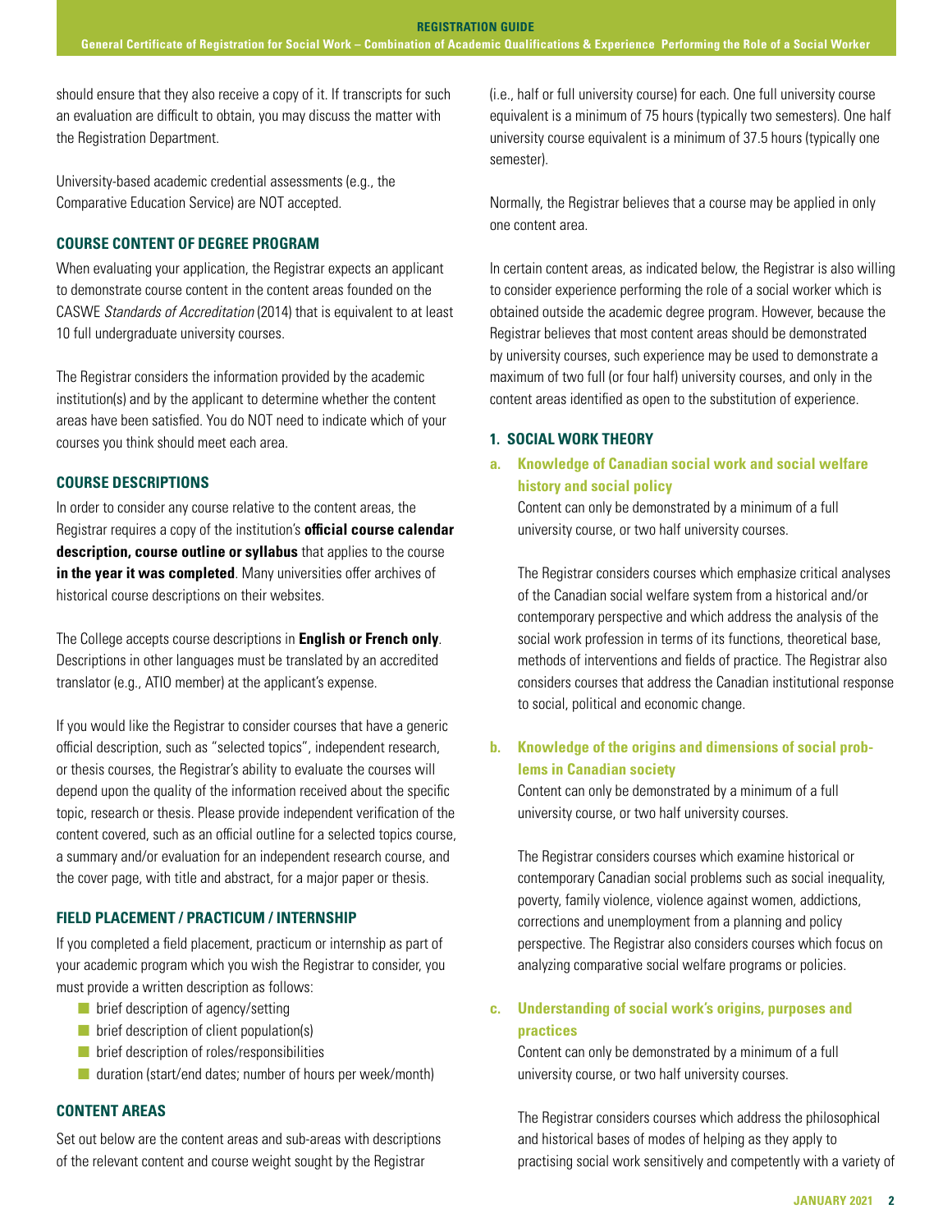should ensure that they also receive a copy of it. If transcripts for such an evaluation are difficult to obtain, you may discuss the matter with the Registration Department.

University-based academic credential assessments (e.g., the Comparative Education Service) are NOT accepted.

### COURSE CONTENT OF DEGREE PROGRAM

When evaluating your application, the Registrar expects an applicant to demonstrate course content in the content areas founded on the CASWE *Standards of Accreditation* (2014) that is equivalent to at least 10 full undergraduate university courses.

The Registrar considers the information provided by the academic institution(s) and by the applicant to determine whether the content areas have been satisfied. You do NOT need to indicate which of your courses you think should meet each area.

### COURSE DESCRIPTIONS

In order to consider any course relative to the content areas, the Registrar requires a copy of the institution's **official course calendar description, course outline or syllabus** that applies to the course **in the year it was completed**. Many universities offer archives of historical course descriptions on their websites.

The College accepts course descriptions in **English or French only**. Descriptions in other languages must be translated by an accredited translator (e.g., ATIO member) at the applicant's expense.

If you would like the Registrar to consider courses that have a generic official description, such as "selected topics", independent research, or thesis courses, the Registrar's ability to evaluate the courses will depend upon the quality of the information received about the specific topic, research or thesis. Please provide independent verification of the content covered, such as an official outline for a selected topics course, a summary and/or evaluation for an independent research course, and the cover page, with title and abstract, for a major paper or thesis.

### FIELD PLACEMENT / PRACTICUM / INTERNSHIP

If you completed a field placement, practicum or internship as part of your academic program which you wish the Registrar to consider, you must provide a written description as follows:

- brief description of agency/setting
- brief description of client population(s)
- brief description of roles/responsibilities
- duration (start/end dates; number of hours per week/month)

### CONTENT AREAS

Set out below are the content areas and sub-areas with descriptions of the relevant content and course weight sought by the Registrar (i.e., half or full university course) for each. One full university course equivalent is a minimum of 75 hours (typically two semesters). One half university course equivalent is a minimum of 37.5 hours (typically one semester).

Normally, the Registrar believes that a course may be applied in only one content area.

In certain content areas, as indicated below, the Registrar is also willing to consider experience performing the role of a social worker which is obtained outside the academic degree program. However, because the Registrar believes that most content areas should be demonstrated by university courses, such experience may be used to demonstrate a maximum of two full (or four half) university courses, and only in the content areas identified as open to the substitution of experience.

### 1. SOCIAL WORK THEORY

#### a. Knowledge of Canadian social work and social welfare history and social policy

Content can only be demonstrated by a minimum of a full university course, or two half university courses.

The Registrar considers courses which emphasize critical analyses of the Canadian social welfare system from a historical and/or contemporary perspective and which address the analysis of the social work profession in terms of its functions, theoretical base, methods of interventions and fields of practice. The Registrar also considers courses that address the Canadian institutional response to social, political and economic change.

#### b. Knowledge of the origins and dimensions of social problems in Canadian society

Content can only be demonstrated by a minimum of a full university course, or two half university courses.

The Registrar considers courses which examine historical or contemporary Canadian social problems such as social inequality, poverty, family violence, violence against women, addictions, corrections and unemployment from a planning and policy perspective. The Registrar also considers courses which focus on analyzing comparative social welfare programs or policies.

#### c. Understanding of social work's origins, purposes and practices

Content can only be demonstrated by a minimum of a full university course, or two half university courses.

The Registrar considers courses which address the philosophical and historical bases of modes of helping as they apply to practising social work sensitively and competently with a variety of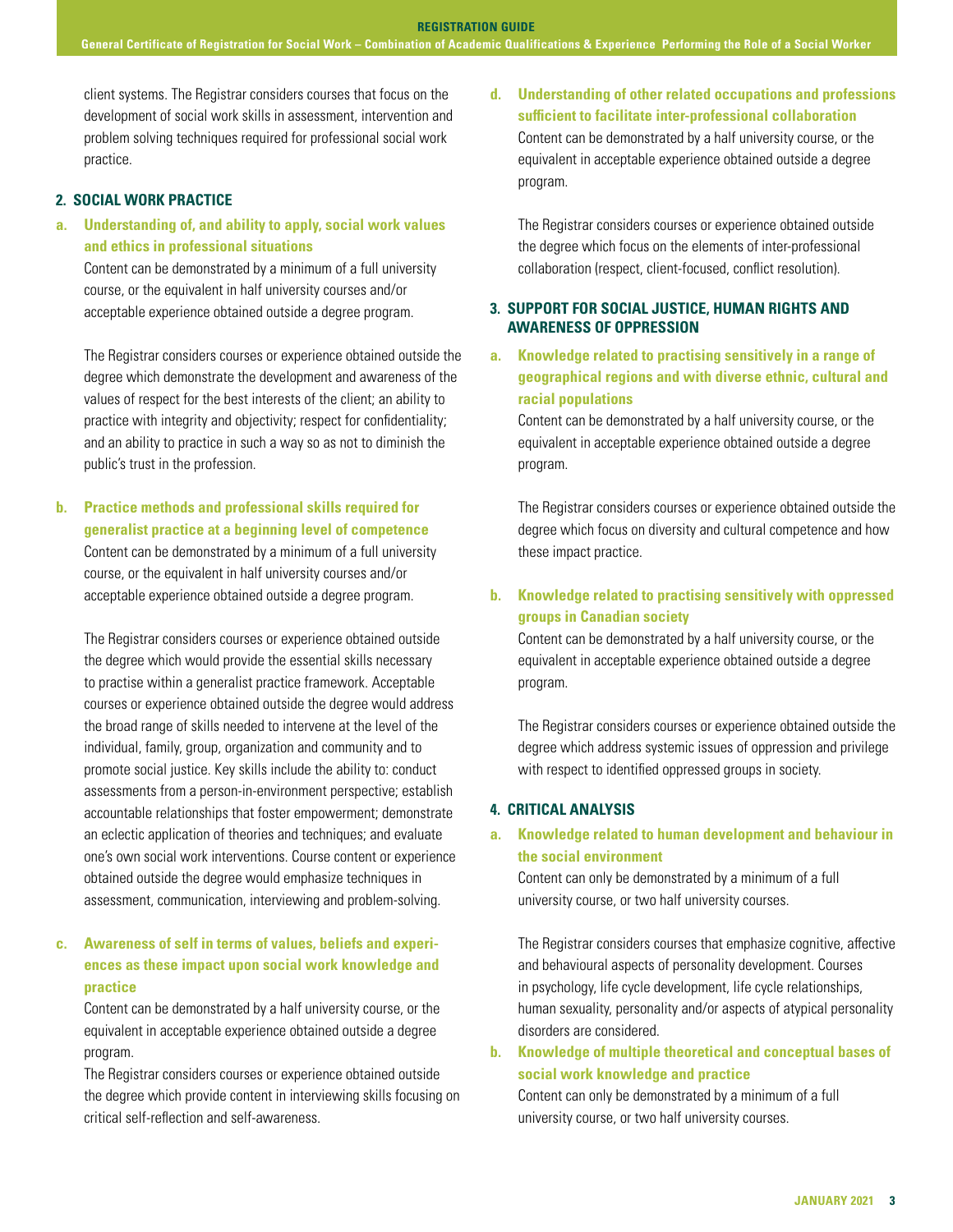client systems. The Registrar considers courses that focus on the development of social work skills in assessment, intervention and problem solving techniques required for professional social work practice.

## 2. SOCIAL WORK PRACTICE

### a. Understanding of, and ability to apply, social work values and ethics in professional situations

Content can be demonstrated by a minimum of a full university course, or the equivalent in half university courses and/or acceptable experience obtained outside a degree program.

The Registrar considers courses or experience obtained outside the degree which demonstrate the development and awareness of the values of respect for the best interests of the client; an ability to practice with integrity and objectivity; respect for confidentiality; and an ability to practice in such a way so as not to diminish the public's trust in the profession.

### b. Practice methods and professional skills required for generalist practice at a beginning level of competence

Content can be demonstrated by a minimum of a full university course, or the equivalent in half university courses and/or acceptable experience obtained outside a degree program.

The Registrar considers courses or experience obtained outside the degree which would provide the essential skills necessary to practise within a generalist practice framework. Acceptable courses or experience obtained outside the degree would address the broad range of skills needed to intervene at the level of the individual, family, group, organization and community and to promote social justice. Key skills include the ability to: conduct assessments from a person-in-environment perspective; establish accountable relationships that foster empowerment; demonstrate an eclectic application of theories and techniques; and evaluate one's own social work interventions. Course content or experience obtained outside the degree would emphasize techniques in assessment, communication, interviewing and problem-solving.

### c. Awareness of self in terms of values, beliefs and experiences as these impact upon social work knowledge and practice

Content can be demonstrated by a half university course, or the equivalent in acceptable experience obtained outside a degree program.

The Registrar considers courses or experience obtained outside the degree which provide content in interviewing skills focusing on critical self-reflection and self-awareness.

### d. Understanding of other related occupations and professions sufficient to facilitate inter-professional collaboration

Content can be demonstrated by a half university course, or the equivalent in acceptable experience obtained outside a degree program.

The Registrar considers courses or experience obtained outside the degree which focus on the elements of inter-professional collaboration (respect, client-focused, conflict resolution).

## 3. SUPPORT FOR SOCIAL JUSTICE, HUMAN RIGHTS AND AWARENESS OF OPPRESSION

### a. Knowledge related to practising sensitively in a range of geographical regions and with diverse ethnic, cultural and racial populations

Content can be demonstrated by a half university course, or the equivalent in acceptable experience obtained outside a degree program.

The Registrar considers courses or experience obtained outside the degree which focus on diversity and cultural competence and how these impact practice.

### b. Knowledge related to practising sensitively with oppressed groups in Canadian society

Content can be demonstrated by a half university course, or the equivalent in acceptable experience obtained outside a degree program.

The Registrar considers courses or experience obtained outside the degree which address systemic issues of oppression and privilege with respect to identified oppressed groups in society.

## 4. CRITICAL ANALYSIS

### a. Knowledge related to human development and behaviour in the social environment

Content can only be demonstrated by a minimum of a full university course, or two half university courses.

The Registrar considers courses that emphasize cognitive, affective and behavioural aspects of personality development. Courses in psychology, life cycle development, life cycle relationships, human sexuality, personality and/or aspects of atypical personality disorders are considered.

### b. Knowledge of multiple theoretical and conceptual bases of social work knowledge and practice

Content can only be demonstrated by a minimum of a full university course, or two half university courses.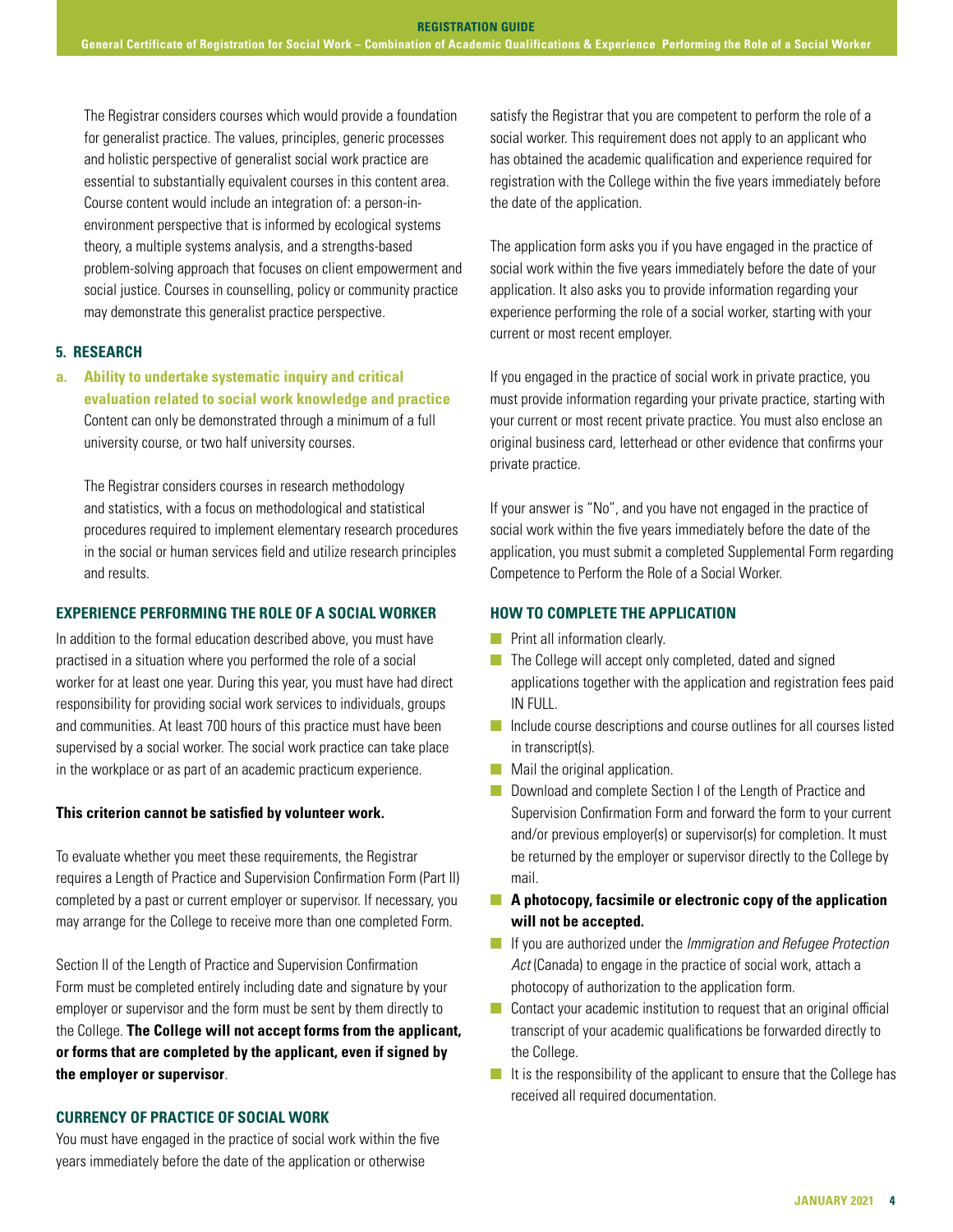The Registrar considers courses which would provide a foundation for generalist practice. The values, principles, generic processes and holistic perspective of generalist social work practice are essential to substantially equivalent courses in this content area. Course content would include an integration of: a person-in-environment perspective that is informed by ecological systems theory, a multiple systems analysis, and a strengths-based problem-solving approach that focuses on client empowerment and social justice. Courses in counselling, policy or community practice may demonstrate this generalist practice perspective.

#### 5. RESEARCH

**a. Ability to undertake systematic inquiry and critical evaluation related to social work knowledge and practice**

Content can only be demonstrated through a minimum of a full university course, or two half university courses.

The Registrar considers courses in research methodology and statistics, with a focus on methodological and statistical procedures required to implement elementary research procedures in the social or human services field and utilize research principles and results.

### EXPERIENCE PERFORMING THE ROLE OF A SOCIAL WORKER

In addition to the formal education described above, you must have practised in a situation where you performed the role of a social worker for at least one year. During this year, you must have had direct responsibility for providing social work services to individuals, groups and communities. At least 700 hours of this practice must have been supervised by a social worker. The social work practice can take place in the workplace or as part of an academic practicum experience.

**This criterion cannot be satisfied by volunteer work.**

To evaluate whether you meet these requirements, the Registrar requires a Length of Practice and Supervision Confirmation Form (Part II) completed by a past or current employer or supervisor. If necessary, you may arrange for the College to receive more than one completed Form.

Section II of the Length of Practice and Supervision Confirmation Form must be completed entirely including date and signature by your employer or supervisor and the form must be sent by them directly to the College. **The College will not accept forms from the applicant, or forms that are completed by the applicant, even if signed by the employer or supervisor**.

### CURRENCY OF PRACTICE OF SOCIAL WORK

You must have engaged in the practice of social work within the five years immediately before the date of the application or otherwise satisfy the Registrar that you are competent to perform the role of a social worker. This requirement does not apply to an applicant who has obtained the academic qualification and experience required for registration with the College within the five years immediately before the date of the application.

The application form asks you if you have engaged in the practice of social work within the five years immediately before the date of your application. It also asks you to provide information regarding your experience performing the role of a social worker, starting with your current or most recent employer.

If you engaged in the practice of social work in private practice, you must provide information regarding your private practice, starting with your current or most recent private practice. You must also enclose an original business card, letterhead or other evidence that confirms your private practice.

If your answer is "No", and you have not engaged in the practice of social work within the five years immediately before the date of the application, you must submit a completed Supplemental Form regarding Competence to Perform the Role of a Social Worker.

### HOW TO COMPLETE THE APPLICATION

- Print all information clearly.
- The College will accept only completed, dated and signed applications together with the application and registration fees paid IN FULL.
- Include course descriptions and course outlines for all courses listed in transcript(s).
- Mail the original application.
- Download and complete Section I of the Length of Practice and Supervision Confirmation Form and forward the form to your current and/or previous employer(s) or supervisor(s) for completion. It must be returned by the employer or supervisor directly to the College by mail.
- **A photocopy, facsimile or electronic copy of the application will not be accepted.**
- If you are authorized under the *Immigration and Refugee Protection Act* (Canada) to engage in the practice of social work, attach a photocopy of authorization to the application form.
- Contact your academic institution to request that an original official transcript of your academic qualifications be forwarded directly to the College.
- It is the responsibility of the applicant to ensure that the College has received all required documentation.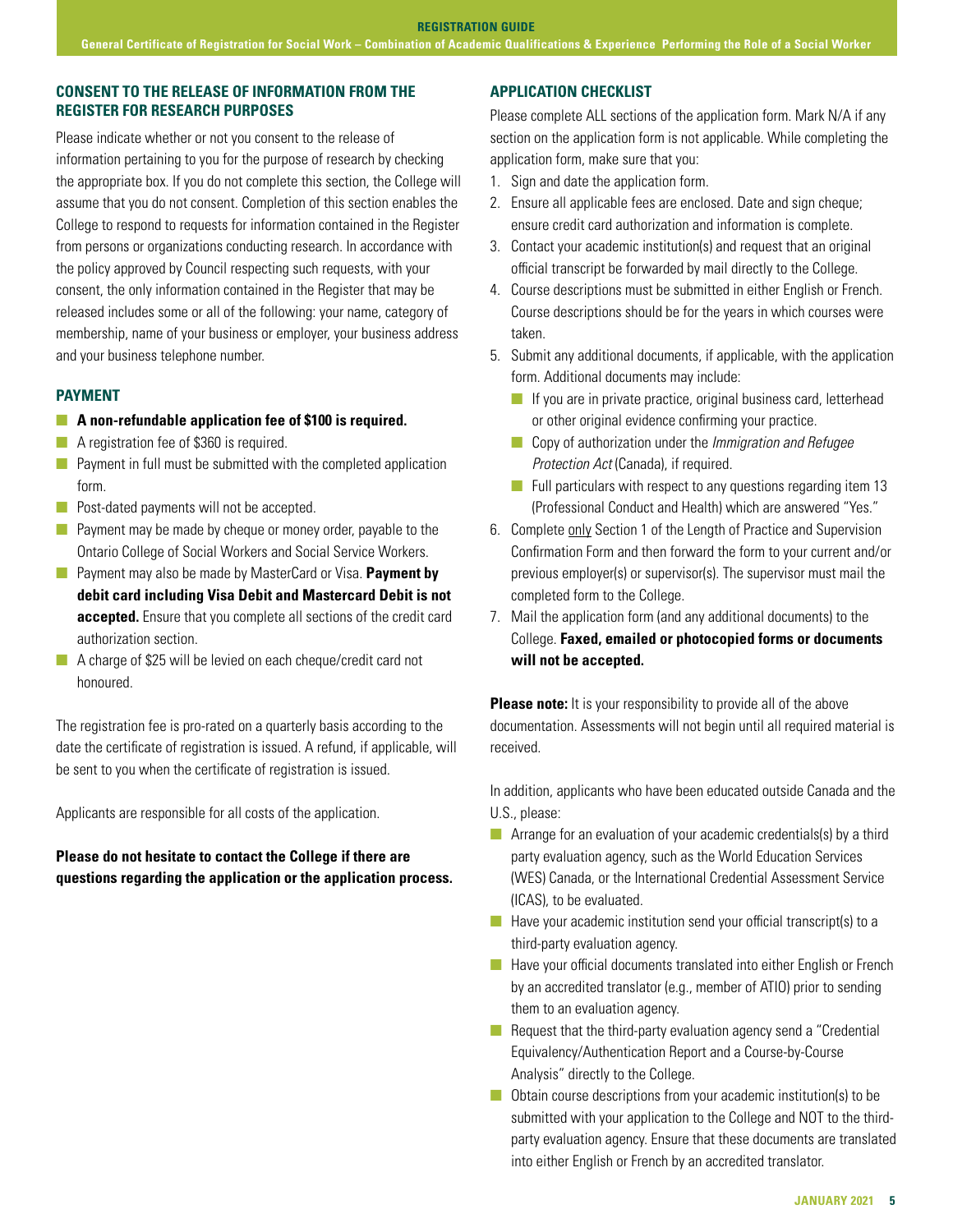## CONSENT TO THE RELEASE OF INFORMATION FROM THE REGISTER FOR RESEARCH PURPOSES

Please indicate whether or not you consent to the release of information pertaining to you for the purpose of research by checking the appropriate box. If you do not complete this section, the College will assume that you do not consent. Completion of this section enables the College to respond to requests for information contained in the Register from persons or organizations conducting research. In accordance with the policy approved by Council respecting such requests, with your consent, the only information contained in the Register that may be released includes some or all of the following: your name, category of membership, name of your business or employer, your business address and your business telephone number.

## PAYMENT

- **A non-refundable application fee of $100 is required.**
- A registration fee of $360 is required.
- Payment in full must be submitted with the completed application form.
- Post-dated payments will not be accepted.
- Payment may be made by cheque or money order, payable to the Ontario College of Social Workers and Social Service Workers.
- Payment may also be made by MasterCard or Visa. **Payment by debit card including Visa Debit and Mastercard Debit is not accepted.** Ensure that you complete all sections of the credit card authorization section.
- A charge of $25 will be levied on each cheque/credit card not honoured.

The registration fee is pro-rated on a quarterly basis according to the date the certificate of registration is issued. A refund, if applicable, will be sent to you when the certificate of registration is issued.

Applicants are responsible for all costs of the application.

**Please do not hesitate to contact the College if there are questions regarding the application or the application process.**

## APPLICATION CHECKLIST

Please complete ALL sections of the application form. Mark N/A if any section on the application form is not applicable. While completing the application form, make sure that you:

1. Sign and date the application form.
2. Ensure all applicable fees are enclosed. Date and sign cheque; ensure credit card authorization and information is complete.
3. Contact your academic institution(s) and request that an original official transcript be forwarded by mail directly to the College.
4. Course descriptions must be submitted in either English or French. Course descriptions should be for the years in which courses were taken.
5. Submit any additional documents, if applicable, with the application form. Additional documents may include:
   - If you are in private practice, original business card, letterhead or other original evidence confirming your practice.
   - Copy of authorization under the *Immigration and Refugee Protection Act* (Canada), if required.
   - Full particulars with respect to any questions regarding item 13 (Professional Conduct and Health) which are answered "Yes."
6. Complete only Section 1 of the Length of Practice and Supervision Confirmation Form and then forward the form to your current and/or previous employer(s) or supervisor(s). The supervisor must mail the completed form to the College.
7. Mail the application form (and any additional documents) to the College. **Faxed, emailed or photocopied forms or documents will not be accepted.**

**Please note:** It is your responsibility to provide all of the above documentation. Assessments will not begin until all required material is received.

In addition, applicants who have been educated outside Canada and the U.S., please:

- Arrange for an evaluation of your academic credentials(s) by a third party evaluation agency, such as the World Education Services (WES) Canada, or the International Credential Assessment Service (ICAS), to be evaluated.
- Have your academic institution send your official transcript(s) to a third-party evaluation agency.
- Have your official documents translated into either English or French by an accredited translator (e.g., member of ATIO) prior to sending them to an evaluation agency.
- Request that the third-party evaluation agency send a "Credential Equivalency/Authentication Report and a Course-by-Course Analysis" directly to the College.
- Obtain course descriptions from your academic institution(s) to be submitted with your application to the College and NOT to the third-party evaluation agency. Ensure that these documents are translated into either English or French by an accredited translator.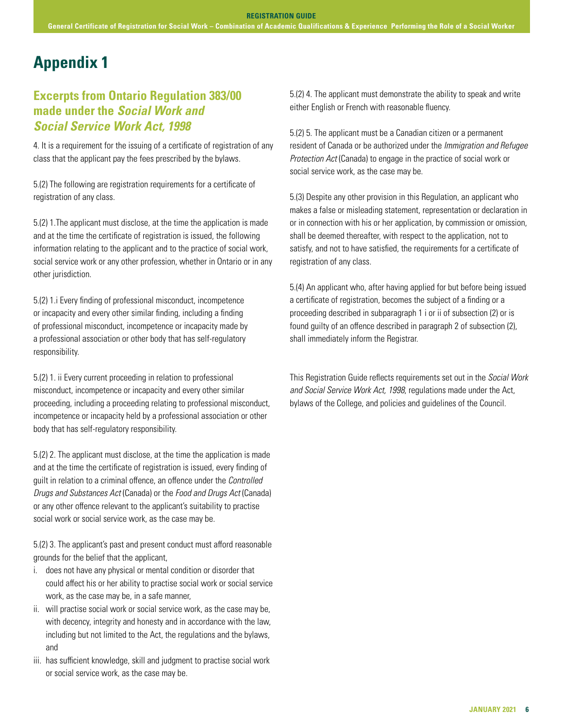# Appendix 1

## Excerpts from Ontario Regulation 383/00 made under the *Social Work and Social Service Work Act, 1998*

4. It is a requirement for the issuing of a certificate of registration of any class that the applicant pay the fees prescribed by the bylaws.

5.(2) The following are registration requirements for a certificate of registration of any class.

5.(2) 1.The applicant must disclose, at the time the application is made and at the time the certificate of registration is issued, the following information relating to the applicant and to the practice of social work, social service work or any other profession, whether in Ontario or in any other jurisdiction.

5.(2) 1.i Every finding of professional misconduct, incompetence or incapacity and every other similar finding, including a finding of professional misconduct, incompetence or incapacity made by a professional association or other body that has self-regulatory responsibility.

5.(2) 1. ii Every current proceeding in relation to professional misconduct, incompetence or incapacity and every other similar proceeding, including a proceeding relating to professional misconduct, incompetence or incapacity held by a professional association or other body that has self-regulatory responsibility.

5.(2) 2. The applicant must disclose, at the time the application is made and at the time the certificate of registration is issued, every finding of guilt in relation to a criminal offence, an offence under the *Controlled Drugs and Substances Act* (Canada) or the *Food and Drugs Act* (Canada) or any other offence relevant to the applicant's suitability to practise social work or social service work, as the case may be.

5.(2) 3. The applicant's past and present conduct must afford reasonable grounds for the belief that the applicant,

i. does not have any physical or mental condition or disorder that could affect his or her ability to practise social work or social service work, as the case may be, in a safe manner,
ii. will practise social work or social service work, as the case may be, with decency, integrity and honesty and in accordance with the law, including but not limited to the Act, the regulations and the bylaws, and
iii. has sufficient knowledge, skill and judgment to practise social work or social service work, as the case may be.

5.(2) 4. The applicant must demonstrate the ability to speak and write either English or French with reasonable fluency.

5.(2) 5. The applicant must be a Canadian citizen or a permanent resident of Canada or be authorized under the *Immigration and Refugee Protection Act* (Canada) to engage in the practice of social work or social service work, as the case may be.

5.(3) Despite any other provision in this Regulation, an applicant who makes a false or misleading statement, representation or declaration in or in connection with his or her application, by commission or omission, shall be deemed thereafter, with respect to the application, not to satisfy, and not to have satisfied, the requirements for a certificate of registration of any class.

5.(4) An applicant who, after having applied for but before being issued a certificate of registration, becomes the subject of a finding or a proceeding described in subparagraph 1 i or ii of subsection (2) or is found guilty of an offence described in paragraph 2 of subsection (2), shall immediately inform the Registrar.

This Registration Guide reflects requirements set out in the *Social Work and Social Service Work Act, 1998*, regulations made under the Act, bylaws of the College, and policies and guidelines of the Council.